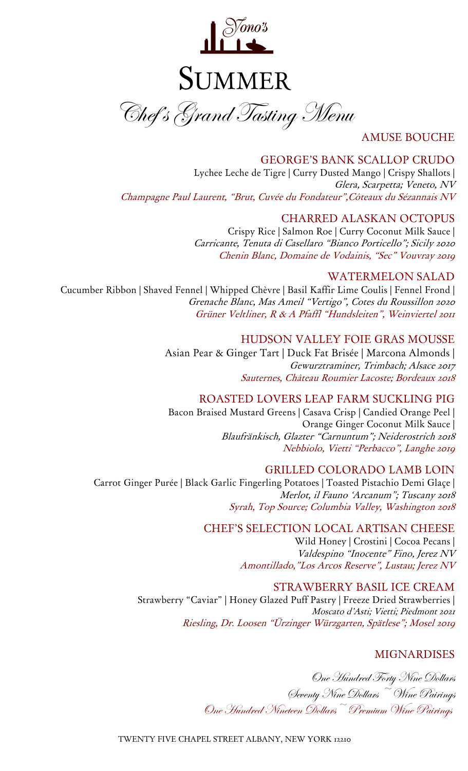# Nono's

# SUMMER

## *Chef's Grand Tasting Menu*

### AMUSE BOUCHE

### GEORGE'S BANK SCALLOP CRUDO

Lychee Leche de Tigre | Curry Dusted Mango | Crispy Shallots |

*Glera, Scarpetta; Veneto, NV*

*Champagne Paul Laurent, "Brut, Cuvée du Fondateur",Côteaux du Sézannais NV*

### CHARRED ALASKAN OCTOPUS

Crispy Rice | Salmon Roe | Curry Coconut Milk Sauce |

*Carricante, Tenuta di Casellaro "Bianco Porticello"; Sicily 2020*

*Chenin Blanc, Domaine de Vodainis, "Sec" Vouvray 2019*

### WATERMELON SALAD

Cucumber Ribbon | Shaved Fennel | Whipped Chèvre | Basil Kaffir Lime Coulis | Fennel Frond |

*Grenache Blanc, Mas Ameil "Vertigo", Cotes du Roussillon 2020*

*Grüner Veltliner, R & A Pfaffl "Hundsleiten", Weinviertel 2011*

### HUDSON VALLEY FOIE GRAS MOUSSE

Asian Pear & Ginger Tart | Duck Fat Brisée | Marcona Almonds |

*Gewurztraminer, Trimbach; Alsace 2017*

*Sauternes, Château Roumier Lacoste; Bordeaux 2018*

### ROASTED LOVERS LEAP FARM SUCKLING PIG

Bacon Braised Mustard Greens | Casava Crisp | Candied Orange Peel |
Orange Ginger Coconut Milk Sauce |

*Blaufränkisch, Glazter "Carnuntum"; Neiderostrich 2018*

*Nebbiolo, Vietti "Perbacco", Langhe 2019*

### GRILLED COLORADO LAMB LOIN

Carrot Ginger Purée | Black Garlic Fingerling Potatoes | Toasted Pistachio Demi Glaçe |

*Merlot, il Fauno 'Arcanum"; Tuscany 2018*

*Syrah, Top Source; Columbia Valley, Washington 2018*

### CHEF'S SELECTION LOCAL ARTISAN CHEESE

Wild Honey | Crostini | Cocoa Pecans |

*Valdespino "Inocente" Fino, Jerez NV*

*Amontillado,"Los Arcos Reserve", Lustau; Jerez NV*

### STRAWBERRY BASIL ICE CREAM

Strawberry "Caviar" | Honey Glazed Puff Pastry | Freeze Dried Strawberries |

*Moscato d'Asti; Vietti; Piedmont 2021*

*Riesling, Dr. Loosen "Ürzinger Würzgarten, Spätlese"; Mosel 2019*

### MIGNARDISES

*One Hundred Forty Nine Dollars*

*Seventy Nine Dollars ~ Wine Pairings*

*One Hundred Nineteen Dollars ~ Premium Wine Pairings*

TWENTY FIVE CHAPEL STREET ALBANY, NEW YORK 12210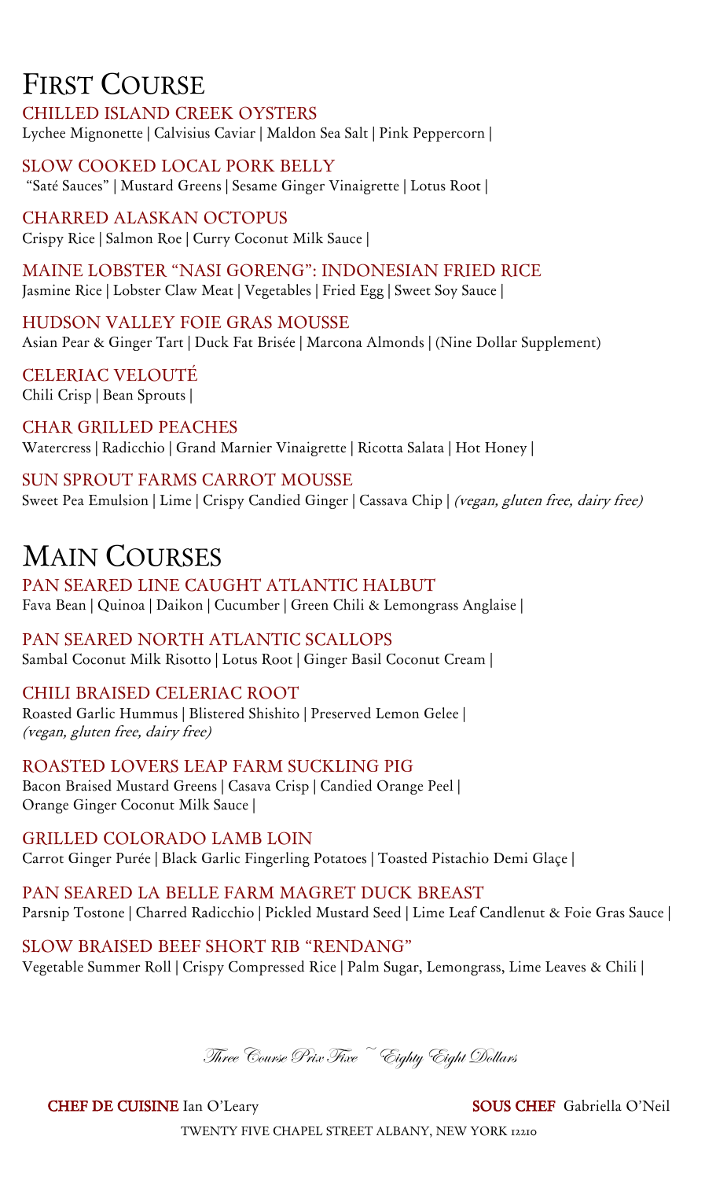# First Course

### CHILLED ISLAND CREEK OYSTERS
Lychee Mignonette | Calvisius Caviar | Maldon Sea Salt | Pink Peppercorn |

### SLOW COOKED LOCAL PORK BELLY
"Saté Sauces" | Mustard Greens | Sesame Ginger Vinaigrette | Lotus Root |

### CHARRED ALASKAN OCTOPUS
Crispy Rice | Salmon Roe | Curry Coconut Milk Sauce |

### MAINE LOBSTER "NASI GORENG": INDONESIAN FRIED RICE
Jasmine Rice | Lobster Claw Meat | Vegetables | Fried Egg | Sweet Soy Sauce |

### HUDSON VALLEY FOIE GRAS MOUSSE
Asian Pear & Ginger Tart | Duck Fat Brisée | Marcona Almonds | (Nine Dollar Supplement)

### CELERIAC VELOUTÉ
Chili Crisp | Bean Sprouts |

### CHAR GRILLED PEACHES
Watercress | Radicchio | Grand Marnier Vinaigrette | Ricotta Salata | Hot Honey |

### SUN SPROUT FARMS CARROT MOUSSE
Sweet Pea Emulsion | Lime | Crispy Candied Ginger | Cassava Chip | *(vegan, gluten free, dairy free)*

# Main Courses

### PAN SEARED LINE CAUGHT ATLANTIC HALBUT
Fava Bean | Quinoa | Daikon | Cucumber | Green Chili & Lemongrass Anglaise |

### PAN SEARED NORTH ATLANTIC SCALLOPS
Sambal Coconut Milk Risotto | Lotus Root | Ginger Basil Coconut Cream |

### CHILI BRAISED CELERIAC ROOT
Roasted Garlic Hummus | Blistered Shishito | Preserved Lemon Gelee |
*(vegan, gluten free, dairy free)*

### ROASTED LOVERS LEAP FARM SUCKLING PIG
Bacon Braised Mustard Greens | Casava Crisp | Candied Orange Peel |
Orange Ginger Coconut Milk Sauce |

### GRILLED COLORADO LAMB LOIN
Carrot Ginger Purée | Black Garlic Fingerling Potatoes | Toasted Pistachio Demi Glaçe |

### PAN SEARED LA BELLE FARM MAGRET DUCK BREAST
Parsnip Tostone | Charred Radicchio | Pickled Mustard Seed | Lime Leaf Candlenut & Foie Gras Sauce |

### SLOW BRAISED BEEF SHORT RIB "RENDANG"
Vegetable Summer Roll | Crispy Compressed Rice | Palm Sugar, Lemongrass, Lime Leaves & Chili |

*Three Course Prix Fixe ~ Eighty Eight Dollars*

**CHEF DE CUISINE** Ian O'Leary

**SOUS CHEF** Gabriella O'Neil

TWENTY FIVE CHAPEL STREET ALBANY, NEW YORK 12210